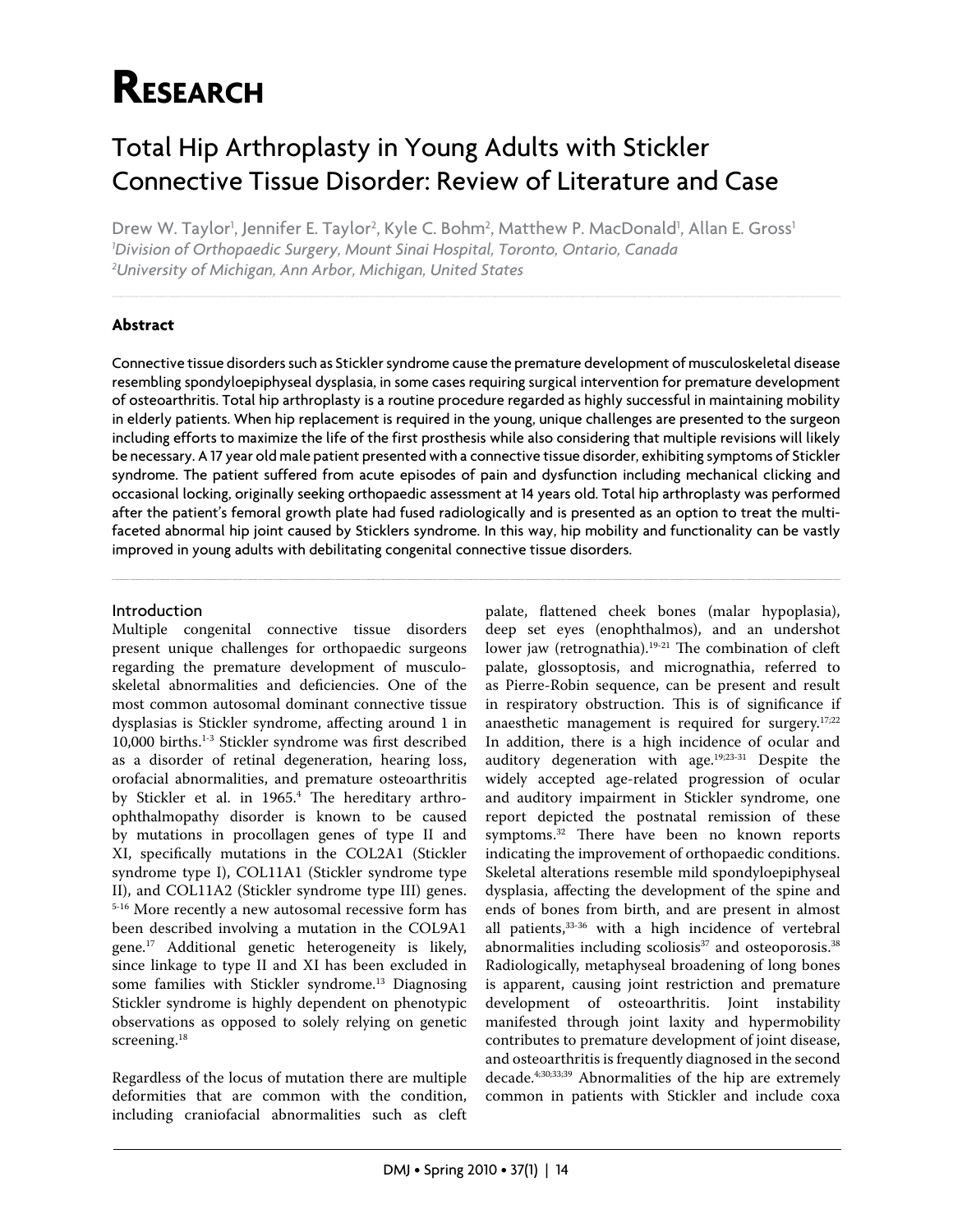# Research

## Total Hip Arthroplasty in Young Adults with Stickler Connective Tissue Disorder: Review of Literature and Case

Drew W. Taylor[1], Jennifer E. Taylor[2], Kyle C. Bohm[2], Matthew P. MacDonald[1], Allan E. Gross[1]

[1]*Division of Orthopaedic Surgery, Mount Sinai Hospital, Toronto, Ontario, Canada*
[2]*University of Michigan, Ann Arbor, Michigan, United States*

### Abstract

Connective tissue disorders such as Stickler syndrome cause the premature development of musculoskeletal disease resembling spondyloepiphyseal dysplasia, in some cases requiring surgical intervention for premature development of osteoarthritis. Total hip arthroplasty is a routine procedure regarded as highly successful in maintaining mobility in elderly patients. When hip replacement is required in the young, unique challenges are presented to the surgeon including efforts to maximize the life of the first prosthesis while also considering that multiple revisions will likely be necessary. A 17 year old male patient presented with a connective tissue disorder, exhibiting symptoms of Stickler syndrome. The patient suffered from acute episodes of pain and dysfunction including mechanical clicking and occasional locking, originally seeking orthopaedic assessment at 14 years old. Total hip arthroplasty was performed after the patient's femoral growth plate had fused radiologically and is presented as an option to treat the multi-faceted abnormal hip joint caused by Sticklers syndrome. In this way, hip mobility and functionality can be vastly improved in young adults with debilitating congenital connective tissue disorders.

### Introduction

Multiple congenital connective tissue disorders present unique challenges for orthopaedic surgeons regarding the premature development of musculoskeletal abnormalities and deficiencies. One of the most common autosomal dominant connective tissue dysplasias is Stickler syndrome, affecting around 1 in 10,000 births.[1-3] Stickler syndrome was first described as a disorder of retinal degeneration, hearing loss, orofacial abnormalities, and premature osteoarthritis by Stickler et al. in 1965.[4] The hereditary arthro-ophthalmopathy disorder is known to be caused by mutations in procollagen genes of type II and XI, specifically mutations in the COL2A1 (Stickler syndrome type I), COL11A1 (Stickler syndrome type II), and COL11A2 (Stickler syndrome type III) genes.[5-16] More recently a new autosomal recessive form has been described involving a mutation in the COL9A1 gene.[17] Additional genetic heterogeneity is likely, since linkage to type II and XI has been excluded in some families with Stickler syndrome.[13] Diagnosing Stickler syndrome is highly dependent on phenotypic observations as opposed to solely relying on genetic screening.[18]

Regardless of the locus of mutation there are multiple deformities that are common with the condition, including craniofacial abnormalities such as cleft palate, flattened cheek bones (malar hypoplasia), deep set eyes (enophthalmos), and an undershot lower jaw (retrognathia).[19-21] The combination of cleft palate, glossoptosis, and micrognathia, referred to as Pierre-Robin sequence, can be present and result in respiratory obstruction. This is of significance if anaesthetic management is required for surgery.[17;22] In addition, there is a high incidence of ocular and auditory degeneration with age.[19;23-31] Despite the widely accepted age-related progression of ocular and auditory impairment in Stickler syndrome, one report depicted the postnatal remission of these symptoms.[32] There have been no known reports indicating the improvement of orthopaedic conditions. Skeletal alterations resemble mild spondyloepiphyseal dysplasia, affecting the development of the spine and ends of bones from birth, and are present in almost all patients,[33-36] with a high incidence of vertebral abnormalities including scoliosis[37] and osteoporosis.[38] Radiologically, metaphyseal broadening of long bones is apparent, causing joint restriction and premature development of osteoarthritis. Joint instability manifested through joint laxity and hypermobility contributes to premature development of joint disease, and osteoarthritis is frequently diagnosed in the second decade.[4;30;33;39] Abnormalities of the hip are extremely common in patients with Stickler and include coxa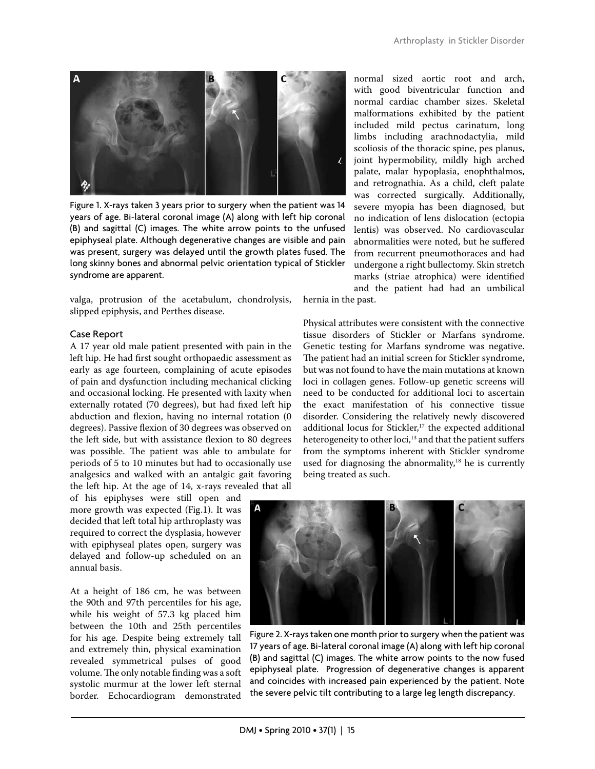Figure 1. X-rays taken 3 years prior to surgery when the patient was 14 years of age. Bi-lateral coronal image (A) along with left hip coronal (B) and sagittal (C) images. The white arrow points to the unfused epiphyseal plate. Although degenerative changes are visible and pain was present, surgery was delayed until the growth plates fused. The long skinny bones and abnormal pelvic orientation typical of Stickler syndrome are apparent.

valga, protrusion of the acetabulum, chondrolysis, slipped epiphysis, and Perthes disease.

## Case Report

A 17 year old male patient presented with pain in the left hip. He had first sought orthopaedic assessment as early as age fourteen, complaining of acute episodes of pain and dysfunction including mechanical clicking and occasional locking. He presented with laxity when externally rotated (70 degrees), but had fixed left hip abduction and flexion, having no internal rotation (0 degrees). Passive flexion of 30 degrees was observed on the left side, but with assistance flexion to 80 degrees was possible. The patient was able to ambulate for periods of 5 to 10 minutes but had to occasionally use analgesics and walked with an antalgic gait favoring the left hip. At the age of 14, x-rays revealed that all of his epiphyses were still open and more growth was expected (Fig.1). It was decided that left total hip arthroplasty was required to correct the dysplasia, however with epiphyseal plates open, surgery was delayed and follow-up scheduled on an annual basis.

At a height of 186 cm, he was between the 90th and 97th percentiles for his age, while his weight of 57.3 kg placed him between the 10th and 25th percentiles for his age. Despite being extremely tall and extremely thin, physical examination revealed symmetrical pulses of good volume. The only notable finding was a soft systolic murmur at the lower left sternal border. Echocardiogram demonstrated normal sized aortic root and arch, with good biventricular function and normal cardiac chamber sizes. Skeletal malformations exhibited by the patient included mild pectus carinatum, long limbs including arachnodactylia, mild scoliosis of the thoracic spine, pes planus, joint hypermobility, mildly high arched palate, malar hypoplasia, enophthalmos, and retrognathia. As a child, cleft palate was corrected surgically. Additionally, severe myopia has been diagnosed, but no indication of lens dislocation (ectopia lentis) was observed. No cardiovascular abnormalities were noted, but he suffered from recurrent pneumothoraces and had undergone a right bullectomy. Skin stretch marks (striae atrophica) were identified and the patient had had an umbilical hernia in the past.

Physical attributes were consistent with the connective tissue disorders of Stickler or Marfans syndrome. Genetic testing for Marfans syndrome was negative. The patient had an initial screen for Stickler syndrome, but was not found to have the main mutations at known loci in collagen genes. Follow-up genetic screens will need to be conducted for additional loci to ascertain the exact manifestation of his connective tissue disorder. Considering the relatively newly discovered additional locus for Stickler,[17] the expected additional heterogeneity to other loci,[13] and that the patient suffers from the symptoms inherent with Stickler syndrome used for diagnosing the abnormality,[18] he is currently being treated as such.

Figure 2. X-rays taken one month prior to surgery when the patient was 17 years of age. Bi-lateral coronal image (A) along with left hip coronal (B) and sagittal (C) images. The white arrow points to the now fused epiphyseal plate. Progression of degenerative changes is apparent and coincides with increased pain experienced by the patient. Note the severe pelvic tilt contributing to a large leg length discrepancy.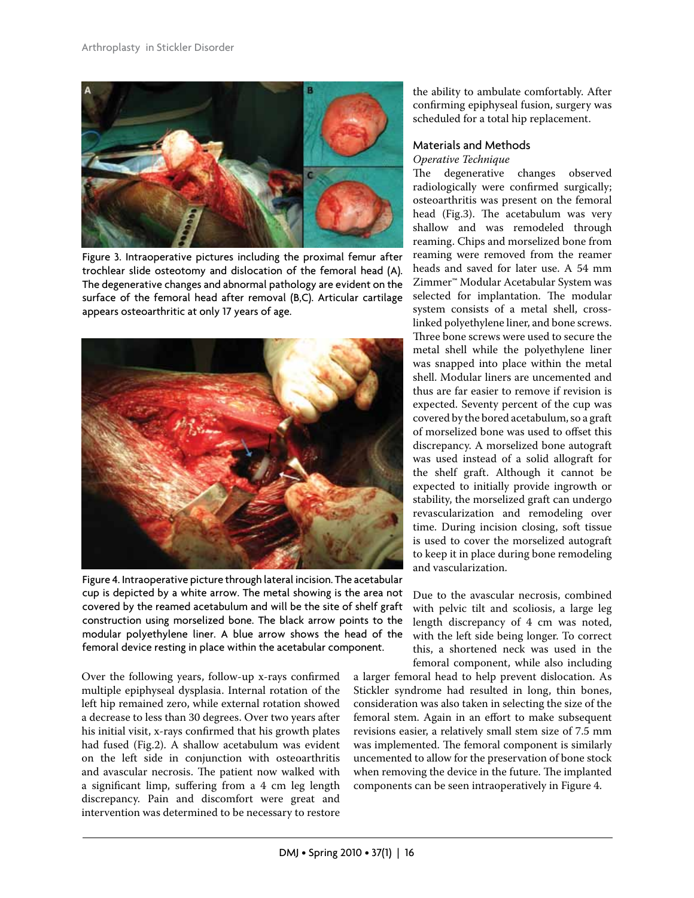Figure 3. Intraoperative pictures including the proximal femur after trochlear slide osteotomy and dislocation of the femoral head (A). The degenerative changes and abnormal pathology are evident on the surface of the femoral head after removal (B,C). Articular cartilage appears osteoarthritic at only 17 years of age.

Figure 4. Intraoperative picture through lateral incision. The acetabular cup is depicted by a white arrow. The metal showing is the area not covered by the reamed acetabulum and will be the site of shelf graft construction using morselized bone. The black arrow points to the modular polyethylene liner. A blue arrow shows the head of the femoral device resting in place within the acetabular component.

Over the following years, follow-up x-rays confirmed multiple epiphyseal dysplasia. Internal rotation of the left hip remained zero, while external rotation showed a decrease to less than 30 degrees. Over two years after his initial visit, x-rays confirmed that his growth plates had fused (Fig.2). A shallow acetabulum was evident on the left side in conjunction with osteoarthritis and avascular necrosis. The patient now walked with a significant limp, suffering from a 4 cm leg length discrepancy. Pain and discomfort were great and intervention was determined to be necessary to restore the ability to ambulate comfortably. After confirming epiphyseal fusion, surgery was scheduled for a total hip replacement.

## Materials and Methods

*Operative Technique*

The degenerative changes observed radiologically were confirmed surgically; osteoarthritis was present on the femoral head (Fig.3). The acetabulum was very shallow and was remodeled through reaming. Chips and morselized bone from reaming were removed from the reamer heads and saved for later use. A 54 mm Zimmer™ Modular Acetabular System was selected for implantation. The modular system consists of a metal shell, cross-linked polyethylene liner, and bone screws. Three bone screws were used to secure the metal shell while the polyethylene liner was snapped into place within the metal shell. Modular liners are uncemented and thus are far easier to remove if revision is expected. Seventy percent of the cup was covered by the bored acetabulum, so a graft of morselized bone was used to offset this discrepancy. A morselized bone autograft was used instead of a solid allograft for the shelf graft. Although it cannot be expected to initially provide ingrowth or stability, the morselized graft can undergo revascularization and remodeling over time. During incision closing, soft tissue is used to cover the morselized autograft to keep it in place during bone remodeling and vascularization.

Due to the avascular necrosis, combined with pelvic tilt and scoliosis, a large leg length discrepancy of 4 cm was noted, with the left side being longer. To correct this, a shortened neck was used in the femoral component, while also including a larger femoral head to help prevent dislocation. As Stickler syndrome had resulted in long, thin bones, consideration was also taken in selecting the size of the femoral stem. Again in an effort to make subsequent revisions easier, a relatively small stem size of 7.5 mm was implemented. The femoral component is similarly uncemented to allow for the preservation of bone stock when removing the device in the future. The implanted components can be seen intraoperatively in Figure 4.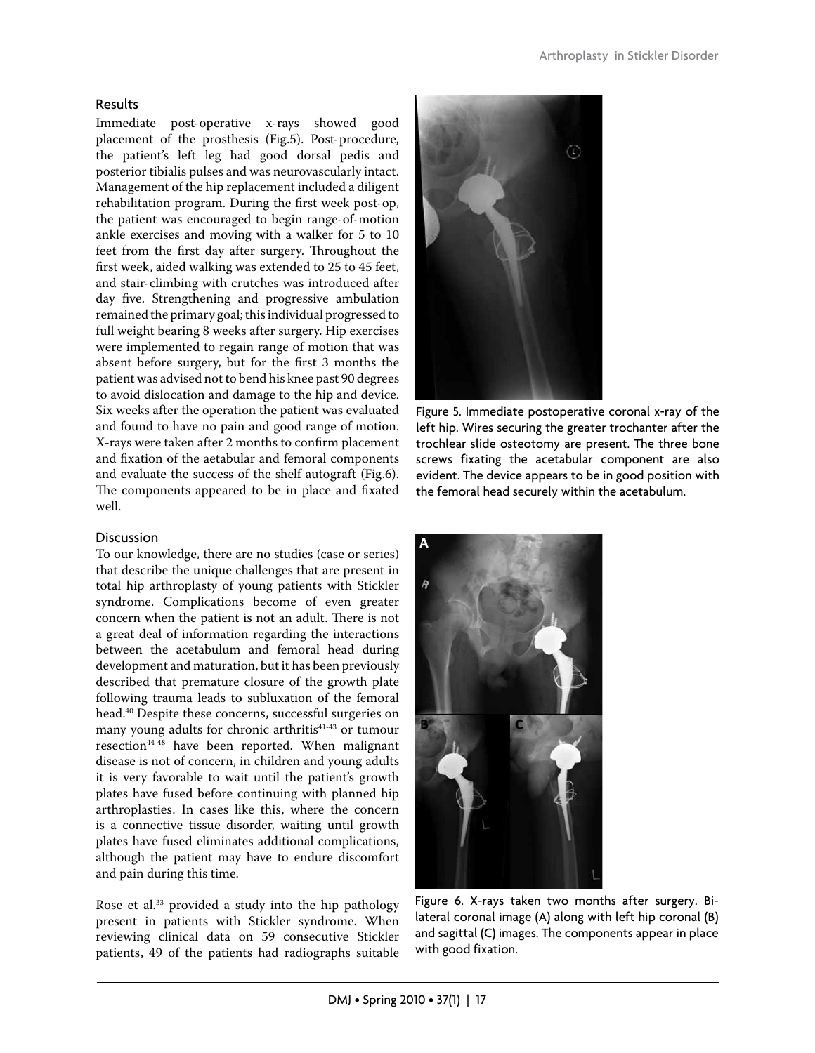## Results

Immediate post-operative x-rays showed good placement of the prosthesis (Fig.5). Post-procedure, the patient's left leg had good dorsal pedis and posterior tibialis pulses and was neurovascularly intact. Management of the hip replacement included a diligent rehabilitation program. During the first week post-op, the patient was encouraged to begin range-of-motion ankle exercises and moving with a walker for 5 to 10 feet from the first day after surgery. Throughout the first week, aided walking was extended to 25 to 45 feet, and stair-climbing with crutches was introduced after day five. Strengthening and progressive ambulation remained the primary goal; this individual progressed to full weight bearing 8 weeks after surgery. Hip exercises were implemented to regain range of motion that was absent before surgery, but for the first 3 months the patient was advised not to bend his knee past 90 degrees to avoid dislocation and damage to the hip and device. Six weeks after the operation the patient was evaluated and found to have no pain and good range of motion. X-rays were taken after 2 months to confirm placement and fixation of the aetabular and femoral components and evaluate the success of the shelf autograft (Fig.6). The components appeared to be in place and fixated well.

Figure 5. Immediate postoperative coronal x-ray of the left hip. Wires securing the greater trochanter after the trochlear slide osteotomy are present. The three bone screws fixating the acetabular component are also evident. The device appears to be in good position with the femoral head securely within the acetabulum.

## Discussion

To our knowledge, there are no studies (case or series) that describe the unique challenges that are present in total hip arthroplasty of young patients with Stickler syndrome. Complications become of even greater concern when the patient is not an adult. There is not a great deal of information regarding the interactions between the acetabulum and femoral head during development and maturation, but it has been previously described that premature closure of the growth plate following trauma leads to subluxation of the femoral head.[40] Despite these concerns, successful surgeries on many young adults for chronic arthritis[41-43] or tumour resection[44-48] have been reported. When malignant disease is not of concern, in children and young adults it is very favorable to wait until the patient's growth plates have fused before continuing with planned hip arthroplasties. In cases like this, where the concern is a connective tissue disorder, waiting until growth plates have fused eliminates additional complications, although the patient may have to endure discomfort and pain during this time.

Rose et al.[33] provided a study into the hip pathology present in patients with Stickler syndrome. When reviewing clinical data on 59 consecutive Stickler patients, 49 of the patients had radiographs suitable

Figure 6. X-rays taken two months after surgery. Bilateral coronal image (A) along with left hip coronal (B) and sagittal (C) images. The components appear in place with good fixation.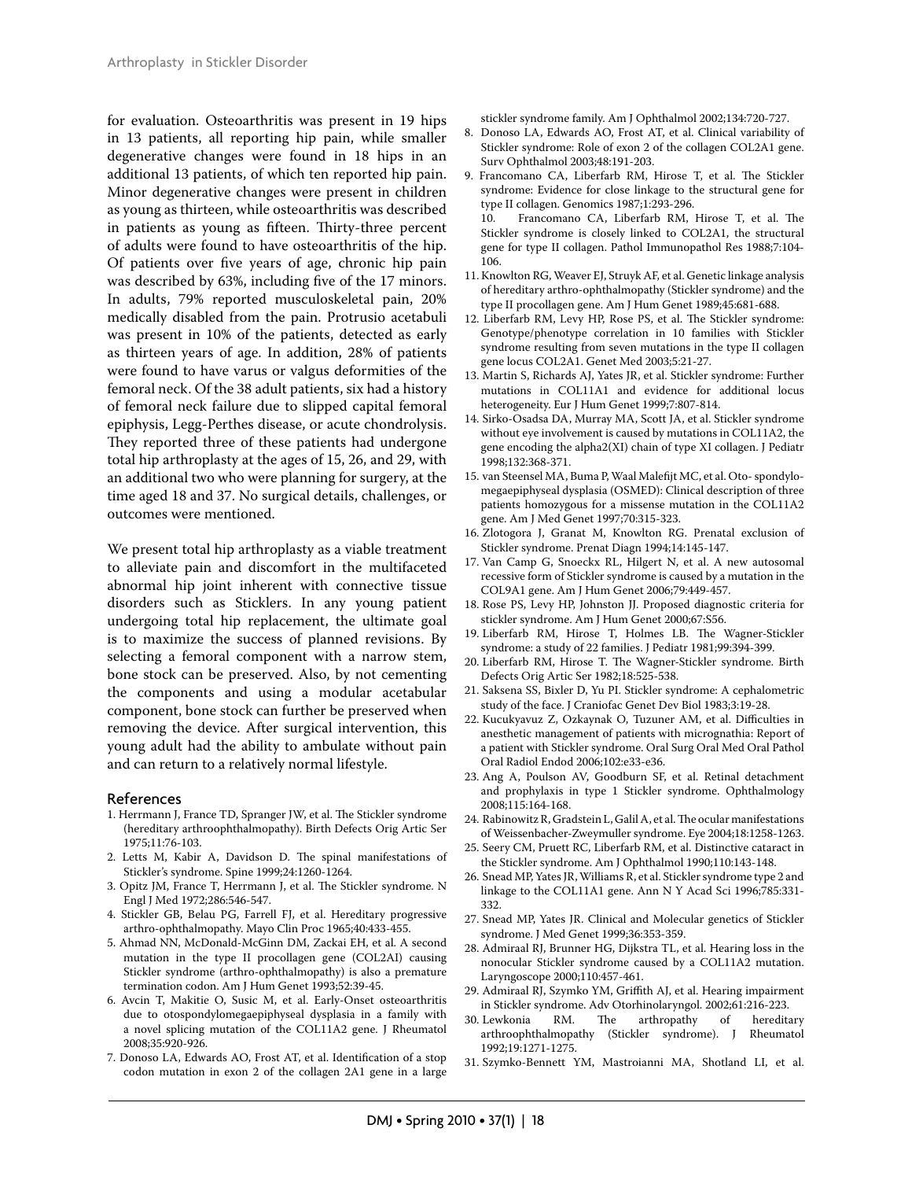for evaluation. Osteoarthritis was present in 19 hips in 13 patients, all reporting hip pain, while smaller degenerative changes were found in 18 hips in an additional 13 patients, of which ten reported hip pain. Minor degenerative changes were present in children as young as thirteen, while osteoarthritis was described in patients as young as fifteen. Thirty-three percent of adults were found to have osteoarthritis of the hip. Of patients over five years of age, chronic hip pain was described by 63%, including five of the 17 minors. In adults, 79% reported musculoskeletal pain, 20% medically disabled from the pain. Protrusio acetabuli was present in 10% of the patients, detected as early as thirteen years of age. In addition, 28% of patients were found to have varus or valgus deformities of the femoral neck. Of the 38 adult patients, six had a history of femoral neck failure due to slipped capital femoral epiphysis, Legg-Perthes disease, or acute chondrolysis. They reported three of these patients had undergone total hip arthroplasty at the ages of 15, 26, and 29, with an additional two who were planning for surgery, at the time aged 18 and 37. No surgical details, challenges, or outcomes were mentioned.

We present total hip arthroplasty as a viable treatment to alleviate pain and discomfort in the multifaceted abnormal hip joint inherent with connective tissue disorders such as Sticklers. In any young patient undergoing total hip replacement, the ultimate goal is to maximize the success of planned revisions. By selecting a femoral component with a narrow stem, bone stock can be preserved. Also, by not cementing the components and using a modular acetabular component, bone stock can further be preserved when removing the device. After surgical intervention, this young adult had the ability to ambulate without pain and can return to a relatively normal lifestyle.

## References

1. Herrmann J, France TD, Spranger JW, et al. The Stickler syndrome (hereditary arthroophthalmopathy). Birth Defects Orig Artic Ser 1975;11:76-103.
2. Letts M, Kabir A, Davidson D. The spinal manifestations of Stickler's syndrome. Spine 1999;24:1260-1264.
3. Opitz JM, France T, Herrmann J, et al. The Stickler syndrome. N Engl J Med 1972;286:546-547.
4. Stickler GB, Belau PG, Farrell FJ, et al. Hereditary progressive arthro-ophthalmopathy. Mayo Clin Proc 1965;40:433-455.
5. Ahmad NN, McDonald-McGinn DM, Zackai EH, et al. A second mutation in the type II procollagen gene (COL2AI) causing Stickler syndrome (arthro-ophthalmopathy) is also a premature termination codon. Am J Hum Genet 1993;52:39-45.
6. Avcin T, Makitie O, Susic M, et al. Early-Onset osteoarthritis due to otospondylomegaepiphyseal dysplasia in a family with a novel splicing mutation of the COL11A2 gene. J Rheumatol 2008;35:920-926.
7. Donoso LA, Edwards AO, Frost AT, et al. Identification of a stop codon mutation in exon 2 of the collagen 2A1 gene in a large stickler syndrome family. Am J Ophthalmol 2002;134:720-727.
8. Donoso LA, Edwards AO, Frost AT, et al. Clinical variability of Stickler syndrome: Role of exon 2 of the collagen COL2A1 gene. Surv Ophthalmol 2003;48:191-203.
9. Francomano CA, Liberfarb RM, Hirose T, et al. The Stickler syndrome: Evidence for close linkage to the structural gene for type II collagen. Genomics 1987;1:293-296.
10. Francomano CA, Liberfarb RM, Hirose T, et al. The Stickler syndrome is closely linked to COL2A1, the structural gene for type II collagen. Pathol Immunopathol Res 1988;7:104-106.
11. Knowlton RG, Weaver EJ, Struyk AF, et al. Genetic linkage analysis of hereditary arthro-ophthalmopathy (Stickler syndrome) and the type II procollagen gene. Am J Hum Genet 1989;45:681-688.
12. Liberfarb RM, Levy HP, Rose PS, et al. The Stickler syndrome: Genotype/phenotype correlation in 10 families with Stickler syndrome resulting from seven mutations in the type II collagen gene locus COL2A1. Genet Med 2003;5:21-27.
13. Martin S, Richards AJ, Yates JR, et al. Stickler syndrome: Further mutations in COL11A1 and evidence for additional locus heterogeneity. Eur J Hum Genet 1999;7:807-814.
14. Sirko-Osadsa DA, Murray MA, Scott JA, et al. Stickler syndrome without eye involvement is caused by mutations in COL11A2, the gene encoding the alpha2(XI) chain of type XI collagen. J Pediatr 1998;132:368-371.
15. van Steensel MA, Buma P, Waal Malefijt MC, et al. Oto- spondylomegaepiphyseal dysplasia (OSMED): Clinical description of three patients homozygous for a missense mutation in the COL11A2 gene. Am J Med Genet 1997;70:315-323.
16. Zlotogora J, Granat M, Knowlton RG. Prenatal exclusion of Stickler syndrome. Prenat Diagn 1994;14:145-147.
17. Van Camp G, Snoeckx RL, Hilgert N, et al. A new autosomal recessive form of Stickler syndrome is caused by a mutation in the COL9A1 gene. Am J Hum Genet 2006;79:449-457.
18. Rose PS, Levy HP, Johnston JJ. Proposed diagnostic criteria for stickler syndrome. Am J Hum Genet 2000;67:S56.
19. Liberfarb RM, Hirose T, Holmes LB. The Wagner-Stickler syndrome: a study of 22 families. J Pediatr 1981;99:394-399.
20. Liberfarb RM, Hirose T. The Wagner-Stickler syndrome. Birth Defects Orig Artic Ser 1982;18:525-538.
21. Saksena SS, Bixler D, Yu PI. Stickler syndrome: A cephalometric study of the face. J Craniofac Genet Dev Biol 1983;3:19-28.
22. Kucukyavuz Z, Ozkaynak O, Tuzuner AM, et al. Difficulties in anesthetic management of patients with micrognathia: Report of a patient with Stickler syndrome. Oral Surg Oral Med Oral Pathol Oral Radiol Endod 2006;102:e33-e36.
23. Ang A, Poulson AV, Goodburn SF, et al. Retinal detachment and prophylaxis in type 1 Stickler syndrome. Ophthalmology 2008;115:164-168.
24. Rabinowitz R, Gradstein L, Galil A, et al. The ocular manifestations of Weissenbacher-Zweymuller syndrome. Eye 2004;18:1258-1263.
25. Seery CM, Pruett RC, Liberfarb RM, et al. Distinctive cataract in the Stickler syndrome. Am J Ophthalmol 1990;110:143-148.
26. Snead MP, Yates JR, Williams R, et al. Stickler syndrome type 2 and linkage to the COL11A1 gene. Ann N Y Acad Sci 1996;785:331-332.
27. Snead MP, Yates JR. Clinical and Molecular genetics of Stickler syndrome. J Med Genet 1999;36:353-359.
28. Admiraal RJ, Brunner HG, Dijkstra TL, et al. Hearing loss in the nonocular Stickler syndrome caused by a COL11A2 mutation. Laryngoscope 2000;110:457-461.
29. Admiraal RJ, Szymko YM, Griffith AJ, et al. Hearing impairment in Stickler syndrome. Adv Otorhinolaryngol. 2002;61:216-223.
30. Lewkonia RM. The arthropathy of hereditary arthroophthalmopathy (Stickler syndrome). J Rheumatol 1992;19:1271-1275.
31. Szymko-Bennett YM, Mastroianni MA, Shotland LI, et al.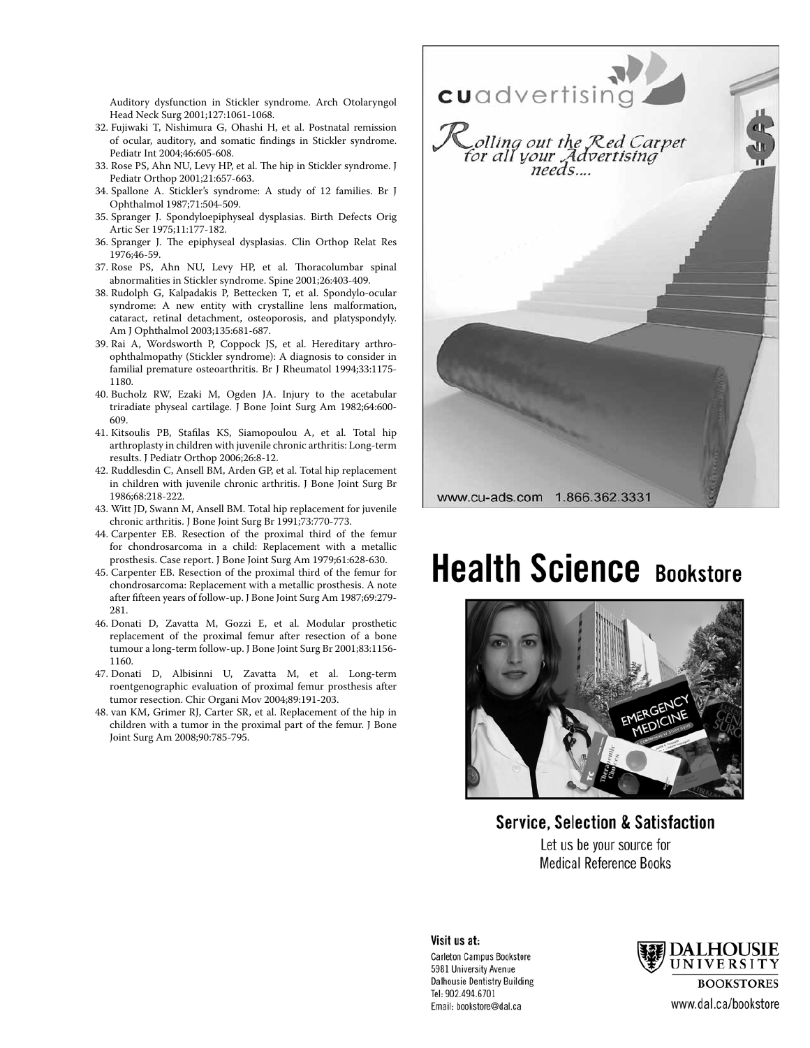Auditory dysfunction in Stickler syndrome. Arch Otolaryngol Head Neck Surg 2001;127:1061-1068.

32. Fujiwaki T, Nishimura G, Ohashi H, et al. Postnatal remission of ocular, auditory, and somatic findings in Stickler syndrome. Pediatr Int 2004;46:605-608.
33. Rose PS, Ahn NU, Levy HP, et al. The hip in Stickler syndrome. J Pediatr Orthop 2001;21:657-663.
34. Spallone A. Stickler's syndrome: A study of 12 families. Br J Ophthalmol 1987;71:504-509.
35. Spranger J. Spondyloepiphyseal dysplasias. Birth Defects Orig Artic Ser 1975;11:177-182.
36. Spranger J. The epiphyseal dysplasias. Clin Orthop Relat Res 1976;46-59.
37. Rose PS, Ahn NU, Levy HP, et al. Thoracolumbar spinal abnormalities in Stickler syndrome. Spine 2001;26:403-409.
38. Rudolph G, Kalpadakis P, Bettecken T, et al. Spondylo-ocular syndrome: A new entity with crystalline lens malformation, cataract, retinal detachment, osteoporosis, and platyspondyly. Am J Ophthalmol 2003;135:681-687.
39. Rai A, Wordsworth P, Coppock JS, et al. Hereditary arthro-ophthalmopathy (Stickler syndrome): A diagnosis to consider in familial premature osteoarthritis. Br J Rheumatol 1994;33:1175-1180.
40. Bucholz RW, Ezaki M, Ogden JA. Injury to the acetabular triradiate physeal cartilage. J Bone Joint Surg Am 1982;64:600-609.
41. Kitsoulis PB, Stafilas KS, Siamopoulou A, et al. Total hip arthroplasty in children with juvenile chronic arthritis: Long-term results. J Pediatr Orthop 2006;26:8-12.
42. Ruddlesdin C, Ansell BM, Arden GP, et al. Total hip replacement in children with juvenile chronic arthritis. J Bone Joint Surg Br 1986;68:218-222.
43. Witt JD, Swann M, Ansell BM. Total hip replacement for juvenile chronic arthritis. J Bone Joint Surg Br 1991;73:770-773.
44. Carpenter EB. Resection of the proximal third of the femur for chondrosarcoma in a child: Replacement with a metallic prosthesis. Case report. J Bone Joint Surg Am 1979;61:628-630.
45. Carpenter EB. Resection of the proximal third of the femur for chondrosarcoma: Replacement with a metallic prosthesis. A note after fifteen years of follow-up. J Bone Joint Surg Am 1987;69:279-281.
46. Donati D, Zavatta M, Gozzi E, et al. Modular prosthetic replacement of the proximal femur after resection of a bone tumour a long-term follow-up. J Bone Joint Surg Br 2001;83:1156-1160.
47. Donati D, Albisinni U, Zavatta M, et al. Long-term roentgenographic evaluation of proximal femur prosthesis after tumor resection. Chir Organi Mov 2004;89:191-203.
48. van KM, Grimer RJ, Carter SR, et al. Replacement of the hip in children with a tumor in the proximal part of the femur. J Bone Joint Surg Am 2008;90:785-795.

cuadvertising

Rolling out the Red Carpet for all your Advertising needs....

www.cu-ads.com 1.866.362.3331

# Health Science Bookstore

**Service, Selection & Satisfaction**

Let us be your source for Medical Reference Books

**Visit us at:**

Carleton Campus Bookstore
5981 University Avenue
Dalhousie Dentistry Building
Tel: 902.494.6701
Email: bookstore@dal.ca

DALHOUSIE UNIVERSITY BOOKSTORES

www.dal.ca/bookstore